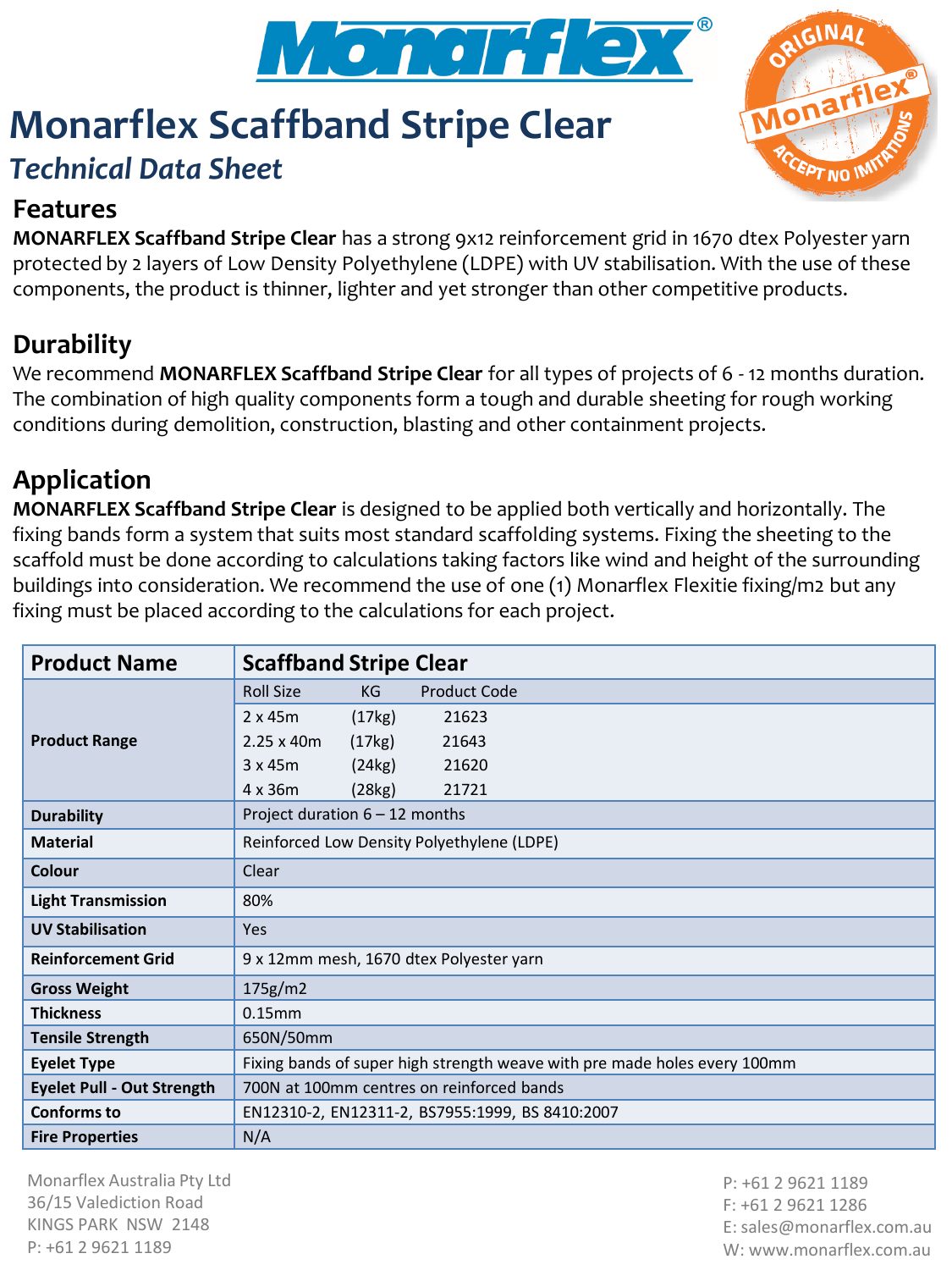# Monarflex Scaffband Stripe Clear

## *Technical Data Sheet*

## Features

**MONARFLEX Scaffband Stripe Clear** has a strong 9x12 reinforcement grid in 1670 dtex Polyester yarn protected by 2 layers of Low Density Polyethylene (LDPE) with UV stabilisation. With the use of these components, the product is thinner, lighter and yet stronger than other competitive products.

## Durability

We recommend **MONARFLEX Scaffband Stripe Clear** for all types of projects of 6 - 12 months duration. The combination of high quality components form a tough and durable sheeting for rough working conditions during demolition, construction, blasting and other containment projects.

## Application

**MONARFLEX Scaffband Stripe Clear** is designed to be applied both vertically and horizontally. The fixing bands form a system that suits most standard scaffolding systems. Fixing the sheeting to the scaffold must be done according to calculations taking factors like wind and height of the surrounding buildings into consideration. We recommend the use of one (1) Monarflex Flexitie fixing/m2 but any fixing must be placed according to the calculations for each project.

| **Product Name** | **Scaffband Stripe Clear** |
|---|---|
| **Product Range** | Roll Size / KG / Product Code |
| | 2 x 45m (17kg) 21623 |
| | 2.25 x 40m (17kg) 21643 |
| | 3 x 45m (24kg) 21620 |
| | 4 x 36m (28kg) 21721 |
| **Durability** | Project duration 6 – 12 months |
| **Material** | Reinforced Low Density Polyethylene (LDPE) |
| **Colour** | Clear |
| **Light Transmission** | 80% |
| **UV Stabilisation** | Yes |
| **Reinforcement Grid** | 9 x 12mm mesh, 1670 dtex Polyester yarn |
| **Gross Weight** | 175g/m2 |
| **Thickness** | 0.15mm |
| **Tensile Strength** | 650N/50mm |
| **Eyelet Type** | Fixing bands of super high strength weave with pre made holes every 100mm |
| **Eyelet Pull - Out Strength** | 700N at 100mm centres on reinforced bands |
| **Conforms to** | EN12310-2, EN12311-2, BS7955:1999, BS 8410:2007 |
| **Fire Properties** | N/A |

Monarflex Australia Pty Ltd
36/15 Valediction Road
KINGS PARK NSW 2148
P: +61 2 9621 1189

P: +61 2 9621 1189
F: +61 2 9621 1286
E: sales@monarflex.com.au
W: www.monarflex.com.au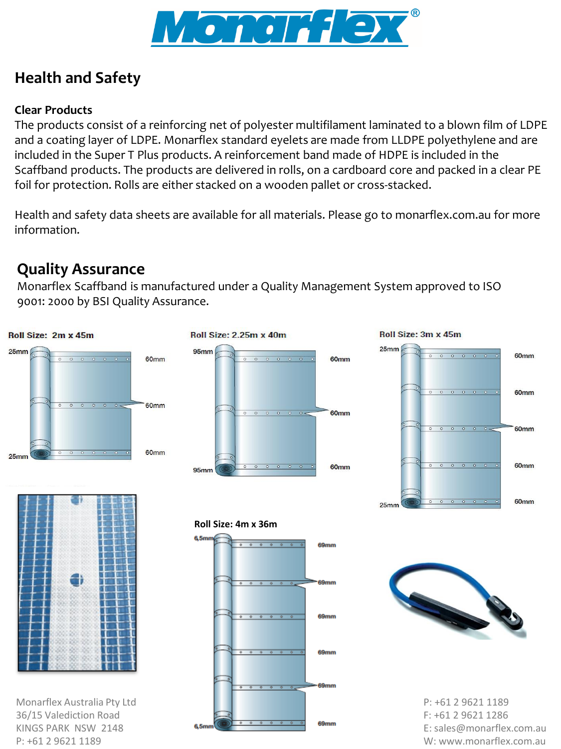## Health and Safety

### Clear Products

The products consist of a reinforcing net of polyester multifilament laminated to a blown film of LDPE and a coating layer of LDPE. Monarflex standard eyelets are made from LLDPE polyethylene and are included in the Super T Plus products. A reinforcement band made of HDPE is included in the Scaffband products. The products are delivered in rolls, on a cardboard core and packed in a clear PE foil for protection. Rolls are either stacked on a wooden pallet or cross-stacked.

Health and safety data sheets are available for all materials. Please go to monarflex.com.au for more information.

## Quality Assurance

Monarflex Scaffband is manufactured under a Quality Management System approved to ISO 9001: 2000 by BSI Quality Assurance.

**Roll Size: 2m x 45m**

25mm
60mm
60mm
25mm
60mm

**Roll Size: 2.25m x 40m**

95mm
60mm
60mm
95mm
60mm

**Roll Size: 3m x 45m**

25mm
60mm
60mm
60mm
60mm
25mm
60mm

**Roll Size: 4m x 36m**

6,5mm
69mm
69mm
69mm
69mm
69mm
6,5mm
69mm

Monarflex Australia Pty Ltd
36/15 Salediction Road
KINGS PARK NSW 2148
P: +61 2 9621 1189

P: +61 2 9621 1189
F: +61 2 9621 1286
E: sales@monarflex.com.au
W: www.monarflex.com.au